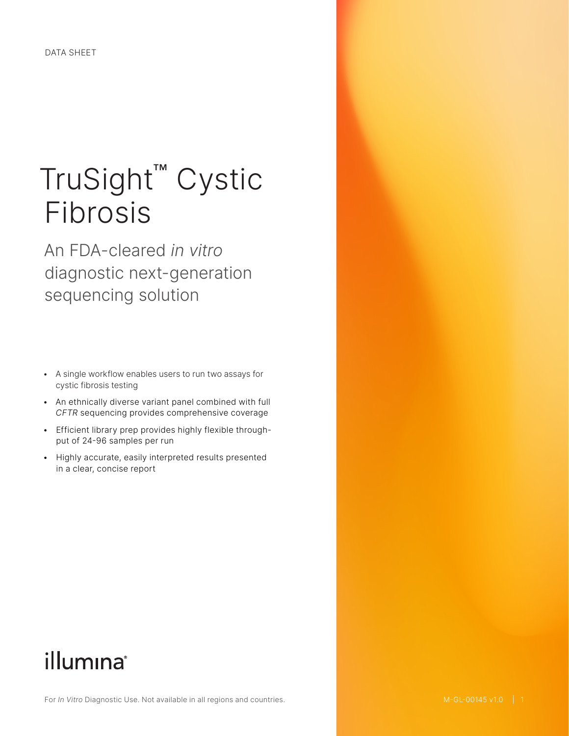DATA SHEET

# TruSight™ Cystic Fibrosis

## An FDA-cleared *in vitro* diagnostic next-generation sequencing solution

- A single workflow enables users to run two assays for cystic fibrosis testing
- An ethnically diverse variant panel combined with full *CFTR* sequencing provides comprehensive coverage
- Efficient library prep provides highly flexible throughput of 24-96 samples per run
- Highly accurate, easily interpreted results presented in a clear, concise report

illumina®

For *In Vitro* Diagnostic Use. Not available in all regions and countries.

M-GL-00145 v1.0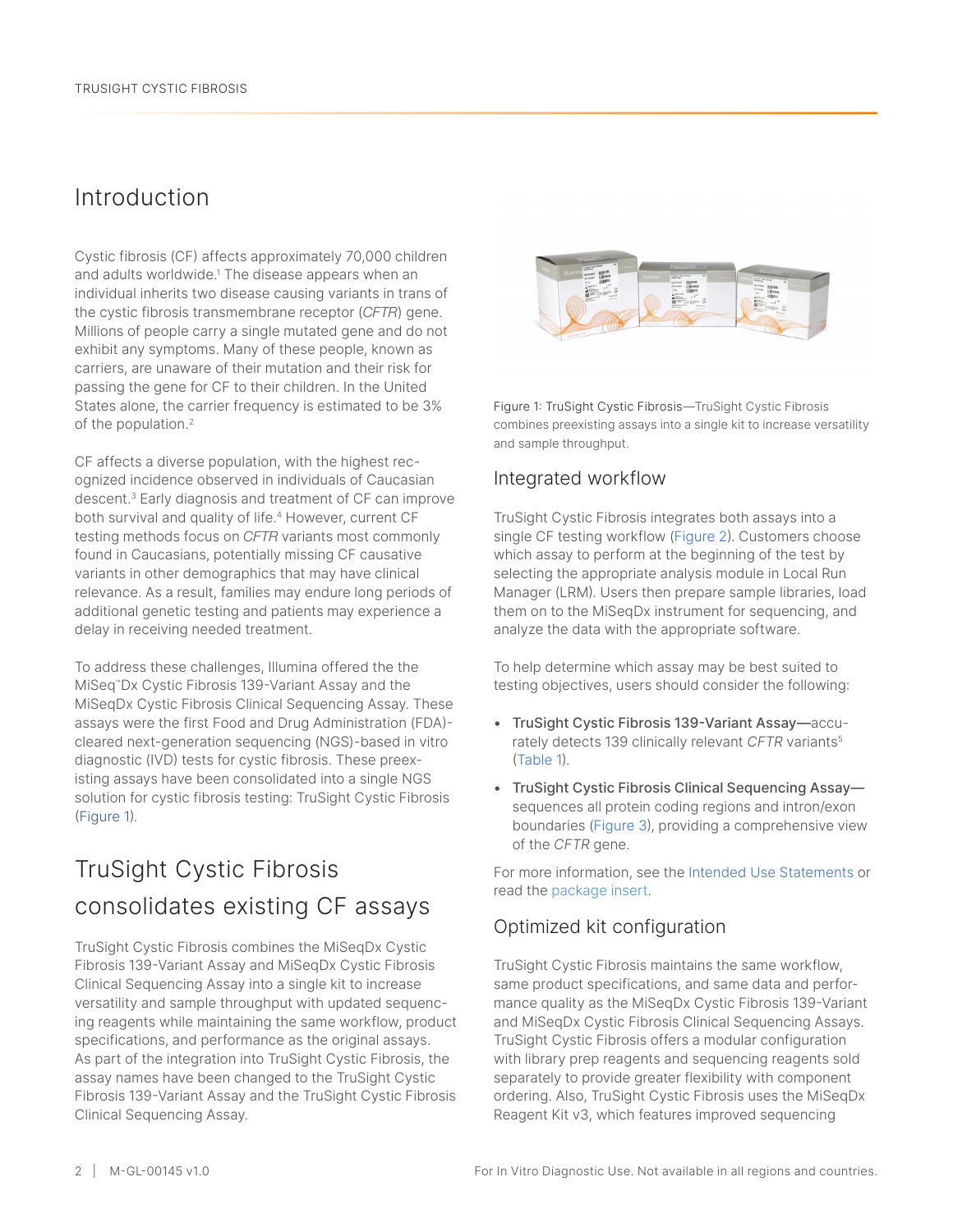## Introduction

Cystic fibrosis (CF) affects approximately 70,000 children and adults worldwide.[1] The disease appears when an individual inherits two disease causing variants in trans of the cystic fibrosis transmembrane receptor (*CFTR*) gene. Millions of people carry a single mutated gene and do not exhibit any symptoms. Many of these people, known as carriers, are unaware of their mutation and their risk for passing the gene for CF to their children. In the United States alone, the carrier frequency is estimated to be 3% of the population.[2]

CF affects a diverse population, with the highest recognized incidence observed in individuals of Caucasian descent.[3] Early diagnosis and treatment of CF can improve both survival and quality of life.[4] However, current CF testing methods focus on *CFTR* variants most commonly found in Caucasians, potentially missing CF causative variants in other demographics that may have clinical relevance. As a result, families may endure long periods of additional genetic testing and patients may experience a delay in receiving needed treatment.

To address these challenges, Illumina offered the the MiSeq™Dx Cystic Fibrosis 139-Variant Assay and the MiSeqDx Cystic Fibrosis Clinical Sequencing Assay. These assays were the first Food and Drug Administration (FDA)-cleared next-generation sequencing (NGS)-based in vitro diagnostic (IVD) tests for cystic fibrosis. These preexisting assays have been consolidated into a single NGS solution for cystic fibrosis testing: TruSight Cystic Fibrosis (Figure 1).

## TruSight Cystic Fibrosis consolidates existing CF assays

TruSight Cystic Fibrosis combines the MiSeqDx Cystic Fibrosis 139-Variant Assay and MiSeqDx Cystic Fibrosis Clinical Sequencing Assay into a single kit to increase versatility and sample throughput with updated sequencing reagents while maintaining the same workflow, product specifications, and performance as the original assays. As part of the integration into TruSight Cystic Fibrosis, the assay names have been changed to the TruSight Cystic Fibrosis 139-Variant Assay and the TruSight Cystic Fibrosis Clinical Sequencing Assay.

Figure 1: TruSight Cystic Fibrosis—TruSight Cystic Fibrosis combines preexisting assays into a single kit to increase versatility and sample throughput.

### Integrated workflow

TruSight Cystic Fibrosis integrates both assays into a single CF testing workflow (Figure 2). Customers choose which assay to perform at the beginning of the test by selecting the appropriate analysis module in Local Run Manager (LRM). Users then prepare sample libraries, load them on to the MiSeqDx instrument for sequencing, and analyze the data with the appropriate software.

To help determine which assay may be best suited to testing objectives, users should consider the following:

- **TruSight Cystic Fibrosis 139-Variant Assay**—accurately detects 139 clinically relevant *CFTR* variants[5] (Table 1).
- **TruSight Cystic Fibrosis Clinical Sequencing Assay**—sequences all protein coding regions and intron/exon boundaries (Figure 3), providing a comprehensive view of the *CFTR* gene.

For more information, see the Intended Use Statements or read the package insert.

### Optimized kit configuration

TruSight Cystic Fibrosis maintains the same workflow, same product specifications, and same data and performance quality as the MiSeqDx Cystic Fibrosis 139-Variant and MiSeqDx Cystic Fibrosis Clinical Sequencing Assays. TruSight Cystic Fibrosis offers a modular configuration with library prep reagents and sequencing reagents sold separately to provide greater flexibility with component ordering. Also, TruSight Cystic Fibrosis uses the MiSeqDx Reagent Kit v3, which features improved sequencing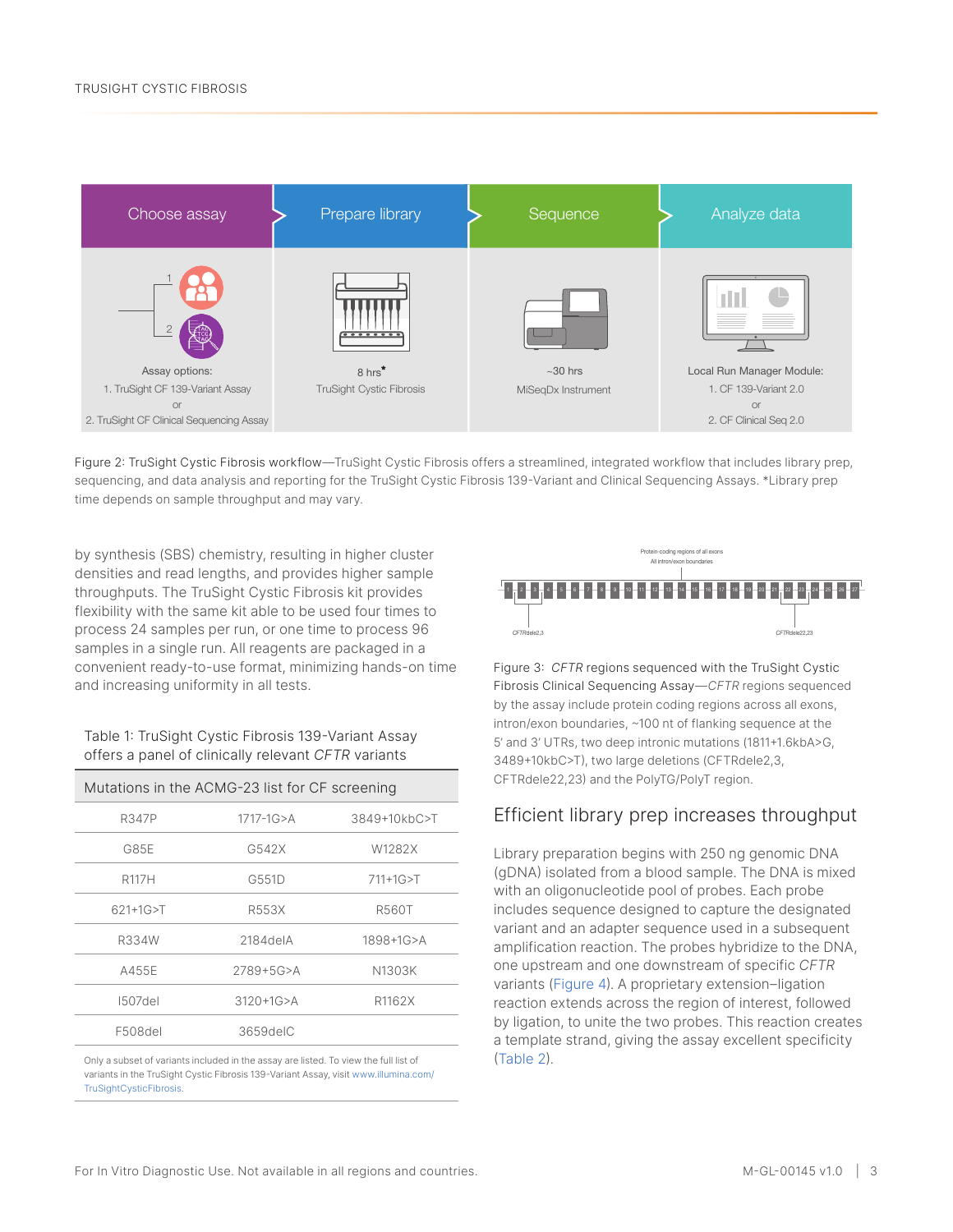Choose assay | Prepare library | Sequence | Analyze data

Assay options:
1. TruSight CF 139-Variant Assay
or
2. TruSight CF Clinical Sequencing Assay

8 hrs*
TruSight Cystic Fibrosis

~30 hrs
MiSeqDx Instrument

Local Run Manager Module:
1. CF 139-Variant 2.0
or
2. CF Clinical Seq 2.0

Figure 2: TruSight Cystic Fibrosis workflow—TruSight Cystic Fibrosis offers a streamlined, integrated workflow that includes library prep, sequencing, and data analysis and reporting for the TruSight Cystic Fibrosis 139-Variant and Clinical Sequencing Assays. *Library prep time depends on sample throughput and may vary.

by synthesis (SBS) chemistry, resulting in higher cluster densities and read lengths, and provides higher sample throughputs. The TruSight Cystic Fibrosis kit provides flexibility with the same kit able to be used four times to process 24 samples per run, or one time to process 96 samples in a single run. All reagents are packaged in a convenient ready-to-use format, minimizing hands-on time and increasing uniformity in all tests.

Table 1: TruSight Cystic Fibrosis 139-Variant Assay offers a panel of clinically relevant *CFTR* variants

| Mutations in the ACMG-23 list for CF screening | | |
|---|---|---|
| R347P | 1717-1G>A | 3849+10kbC>T |
| G85E | G542X | W1282X |
| R117H | G551D | 711+1G>T |
| 621+1G>T | R553X | R560T |
| R334W | 2184delA | 1898+1G>A |
| A455E | 2789+5G>A | N1303K |
| I507del | 3120+1G>A | R1162X |
| F508del | 3659delC | |

Only a subset of variants included in the assay are listed. To view the full list of variants in the TruSight Cystic Fibrosis 139-Variant Assay, visit www.illumina.com/TruSightCysticFibrosis.

Protein-coding regions of all exons
All intron/exon boundaries

1 2 3 4 5 6 7 8 9 10 11 12 13 14 15 16 17 18 19 20 21 22 23 24 25 26 27

CFTRdele2,3 CFTRdele22,23

Figure 3: *CFTR* regions sequenced with the TruSight Cystic Fibrosis Clinical Sequencing Assay—*CFTR* regions sequenced by the assay include protein coding regions across all exons, intron/exon boundaries, ~100 nt of flanking sequence at the 5′ and 3′ UTRs, two deep intronic mutations (1811+1.6kbA>G, 3489+10kbC>T), two large deletions (CFTRdele2,3, CFTRdele22,23) and the PolyTG/PolyT region.

## Efficient library prep increases throughput

Library preparation begins with 250 ng genomic DNA (gDNA) isolated from a blood sample. The DNA is mixed with an oligonucleotide pool of probes. Each probe includes sequence designed to capture the designated variant and an adapter sequence used in a subsequent amplification reaction. The probes hybridize to the DNA, one upstream and one downstream of specific *CFTR* variants (Figure 4). A proprietary extension–ligation reaction extends across the region of interest, followed by ligation, to unite the two probes. This reaction creates a template strand, giving the assay excellent specificity (Table 2).

For In Vitro Diagnostic Use. Not available in all regions and countries.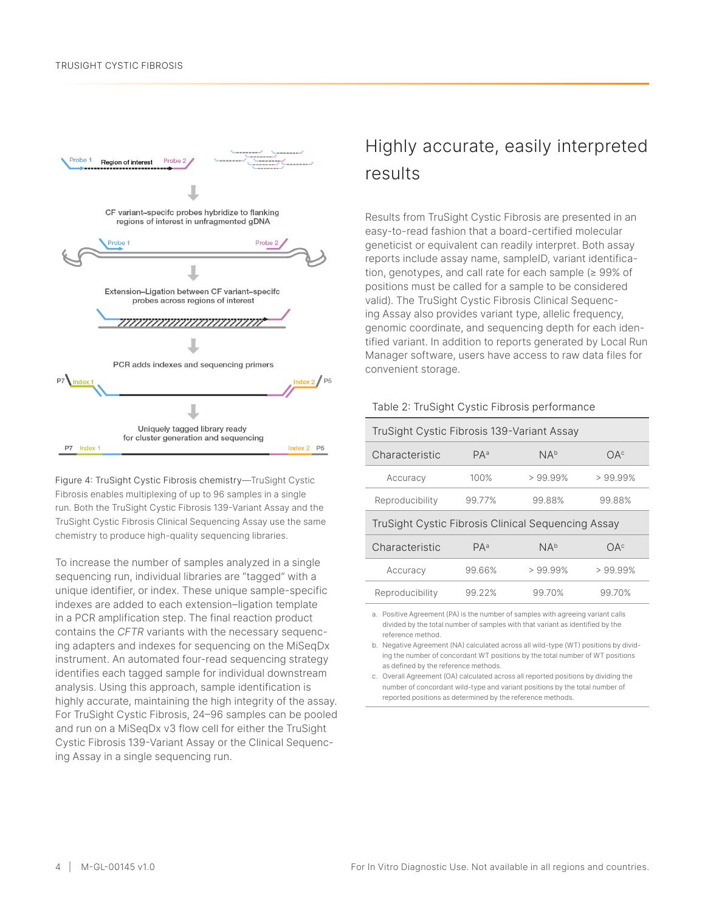CF variant-specifc probes hybridize to flanking regions of interest in unfragmented gDNA

Extension–Ligation between CF variant-specifc probes across regions of interest

PCR adds indexes and sequencing primers

Uniquely tagged library ready for cluster generation and sequencing

Figure 4: TruSight Cystic Fibrosis chemistry—TruSight Cystic Fibrosis enables multiplexing of up to 96 samples in a single run. Both the TruSight Cystic Fibrosis 139-Variant Assay and the TruSight Cystic Fibrosis Clinical Sequencing Assay use the same chemistry to produce high-quality sequencing libraries.

To increase the number of samples analyzed in a single sequencing run, individual libraries are "tagged" with a unique identifier, or index. These unique sample-specific indexes are added to each extension–ligation template in a PCR amplification step. The final reaction product contains the *CFTR* variants with the necessary sequencing adapters and indexes for sequencing on the MiSeqDx instrument. An automated four-read sequencing strategy identifies each tagged sample for individual downstream analysis. Using this approach, sample identification is highly accurate, maintaining the high integrity of the assay. For TruSight Cystic Fibrosis, 24–96 samples can be pooled and run on a MiSeqDx v3 flow cell for either the TruSight Cystic Fibrosis 139-Variant Assay or the Clinical Sequencing Assay in a single sequencing run.

## Highly accurate, easily interpreted results

Results from TruSight Cystic Fibrosis are presented in an easy-to-read fashion that a board-certified molecular geneticist or equivalent can readily interpret. Both assay reports include assay name, sampleID, variant identification, genotypes, and call rate for each sample (≥ 99% of positions must be called for a sample to be considered valid). The TruSight Cystic Fibrosis Clinical Sequencing Assay also provides variant type, allelic frequency, genomic coordinate, and sequencing depth for each identified variant. In addition to reports generated by Local Run Manager software, users have access to raw data files for convenient storage.

Table 2: TruSight Cystic Fibrosis performance

| TruSight Cystic Fibrosis 139-Variant Assay | | | |
|---|---|---|---|
| Characteristic | PA[a] | NA[b] | OA[c] |
| Accuracy | 100% | > 99.99% | > 99.99% |
| Reproducibility | 99.77% | 99.88% | 99.88% |
| **TruSight Cystic Fibrosis Clinical Sequencing Assay** | | | |
| Characteristic | PA[a] | NA[b] | OA[c] |
| Accuracy | 99.66% | > 99.99% | > 99.99% |
| Reproducibility | 99.22% | 99.70% | 99.70% |

a. Positive Agreement (PA) is the number of samples with agreeing variant calls divided by the total number of samples with that variant as identified by the reference method.

b. Negative Agreement (NA) calculated across all wild-type (WT) positions by dividing the number of concordant WT positions by the total number of WT positions as defined by the reference methods.

c. Overall Agreement (OA) calculated across all reported positions by dividing the number of concordant wild-type and variant positions by the total number of reported positions as determined by the reference methods.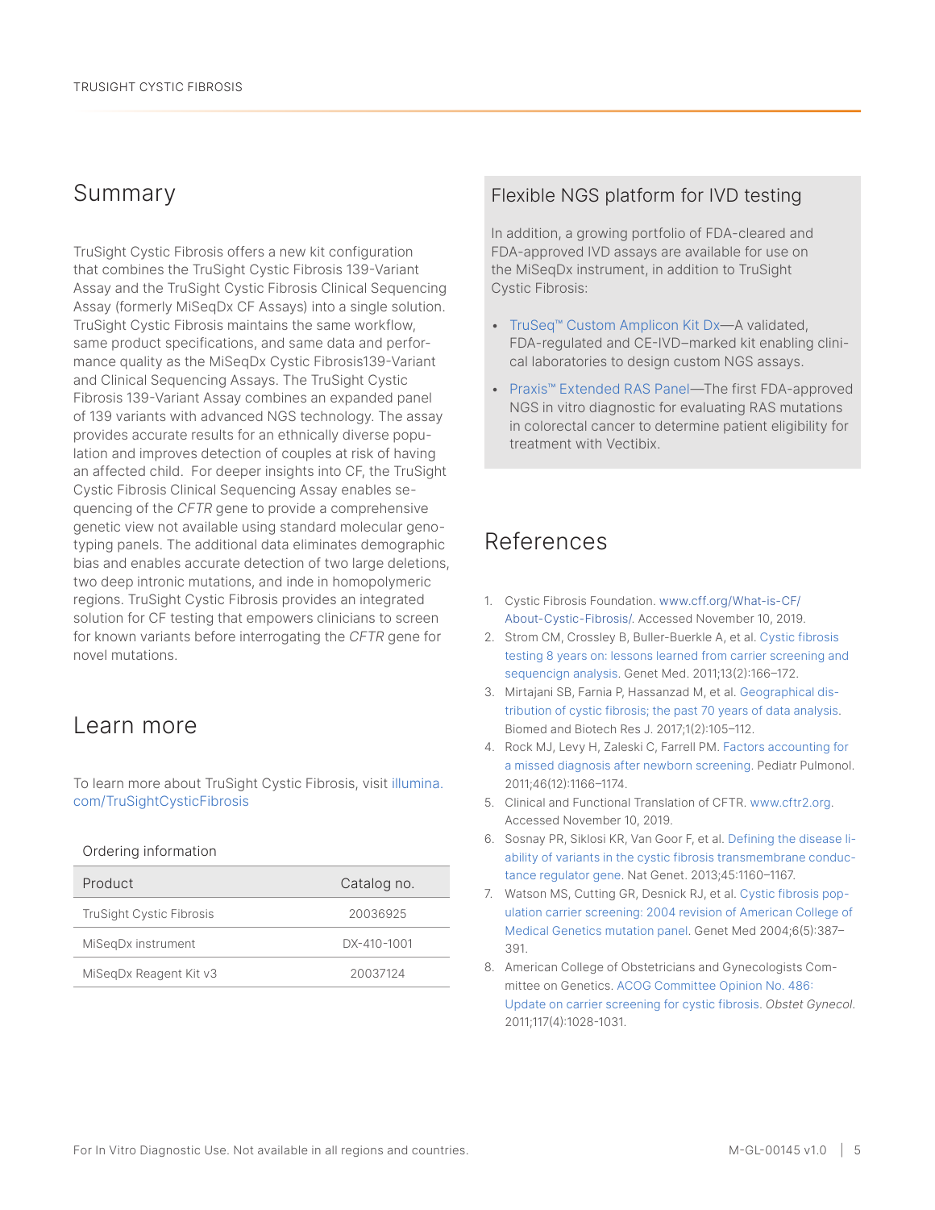## Summary

TruSight Cystic Fibrosis offers a new kit configuration that combines the TruSight Cystic Fibrosis 139-Variant Assay and the TruSight Cystic Fibrosis Clinical Sequencing Assay (formerly MiSeqDx CF Assays) into a single solution. TruSight Cystic Fibrosis maintains the same workflow, same product specifications, and same data and performance quality as the MiSeqDx Cystic Fibrosis139-Variant and Clinical Sequencing Assays. The TruSight Cystic Fibrosis 139-Variant Assay combines an expanded panel of 139 variants with advanced NGS technology. The assay provides accurate results for an ethnically diverse population and improves detection of couples at risk of having an affected child. For deeper insights into CF, the TruSight Cystic Fibrosis Clinical Sequencing Assay enables sequencing of the *CFTR* gene to provide a comprehensive genetic view not available using standard molecular genotyping panels. The additional data eliminates demographic bias and enables accurate detection of two large deletions, two deep intronic mutations, and inde in homopolymeric regions. TruSight Cystic Fibrosis provides an integrated solution for CF testing that empowers clinicians to screen for known variants before interrogating the *CFTR* gene for novel mutations.

## Learn more

To learn more about TruSight Cystic Fibrosis, visit illumina.com/TruSightCysticFibrosis

Ordering information

| Product | Catalog no. |
| --- | --- |
| TruSight Cystic Fibrosis | 20036925 |
| MiSeqDx instrument | DX-410-1001 |
| MiSeqDx Reagent Kit v3 | 20037124 |

### Flexible NGS platform for IVD testing

In addition, a growing portfolio of FDA-cleared and FDA-approved IVD assays are available for use on the MiSeqDx instrument, in addition to TruSight Cystic Fibrosis:

- TruSeq™ Custom Amplicon Kit Dx—A validated, FDA-regulated and CE-IVD–marked kit enabling clinical laboratories to design custom NGS assays.
- Praxis™ Extended RAS Panel—The first FDA-approved NGS in vitro diagnostic for evaluating RAS mutations in colorectal cancer to determine patient eligibility for treatment with Vectibix.

## References

1. Cystic Fibrosis Foundation. www.cff.org/What-is-CF/About-Cystic-Fibrosis/. Accessed November 10, 2019.
2. Strom CM, Crossley B, Buller-Buerkle A, et al. Cystic fibrosis testing 8 years on: lessons learned from carrier screening and sequencign analysis. Genet Med. 2011;13(2):166–172.
3. Mirtajani SB, Farnia P, Hassanzad M, et al. Geographical distribution of cystic fibrosis; the past 70 years of data analysis. Biomed and Biotech Res J. 2017;1(2):105–112.
4. Rock MJ, Levy H, Zaleski C, Farrell PM. Factors accounting for a missed diagnosis after newborn screening. Pediatr Pulmonol. 2011;46(12):1166–1174.
5. Clinical and Functional Translation of CFTR. www.cftr2.org. Accessed November 10, 2019.
6. Sosnay PR, Siklosi KR, Van Goor F, et al. Defining the disease liability of variants in the cystic fibrosis transmembrane conductance regulator gene. Nat Genet. 2013;45:1160–1167.
7. Watson MS, Cutting GR, Desnick RJ, et al. Cystic fibrosis population carrier screening: 2004 revision of American College of Medical Genetics mutation panel. Genet Med 2004;6(5):387–391.
8. American College of Obstetricians and Gynecologists Committee on Genetics. ACOG Committee Opinion No. 486: Update on carrier screening for cystic fibrosis. *Obstet Gynecol.* 2011;117(4):1028-1031.

For In Vitro Diagnostic Use. Not available in all regions and countries.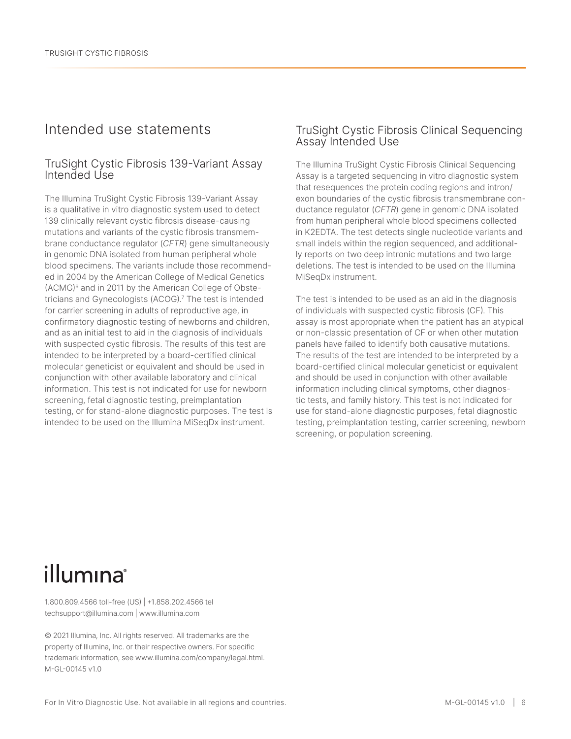# Intended use statements

## TruSight Cystic Fibrosis 139-Variant Assay Intended Use

The Illumina TruSight Cystic Fibrosis 139-Variant Assay is a qualitative in vitro diagnostic system used to detect 139 clinically relevant cystic fibrosis disease-causing mutations and variants of the cystic fibrosis transmembrane conductance regulator (*CFTR*) gene simultaneously in genomic DNA isolated from human peripheral whole blood specimens. The variants include those recommended in 2004 by the American College of Medical Genetics (ACMG)[6] and in 2011 by the American College of Obstetricians and Gynecologists (ACOG).[7] The test is intended for carrier screening in adults of reproductive age, in confirmatory diagnostic testing of newborns and children, and as an initial test to aid in the diagnosis of individuals with suspected cystic fibrosis. The results of this test are intended to be interpreted by a board-certified clinical molecular geneticist or equivalent and should be used in conjunction with other available laboratory and clinical information. This test is not indicated for use for newborn screening, fetal diagnostic testing, preimplantation testing, or for stand-alone diagnostic purposes. The test is intended to be used on the Illumina MiSeqDx instrument.

## TruSight Cystic Fibrosis Clinical Sequencing Assay Intended Use

The Illumina TruSight Cystic Fibrosis Clinical Sequencing Assay is a targeted sequencing in vitro diagnostic system that resequences the protein coding regions and intron/exon boundaries of the cystic fibrosis transmembrane conductance regulator (*CFTR*) gene in genomic DNA isolated from human peripheral whole blood specimens collected in K2EDTA. The test detects single nucleotide variants and small indels within the region sequenced, and additionally reports on two deep intronic mutations and two large deletions. The test is intended to be used on the Illumina MiSeqDx instrument.

The test is intended to be used as an aid in the diagnosis of individuals with suspected cystic fibrosis (CF). This assay is most appropriate when the patient has an atypical or non-classic presentation of CF or when other mutation panels have failed to identify both causative mutations. The results of the test are intended to be interpreted by a board-certified clinical molecular geneticist or equivalent and should be used in conjunction with other available information including clinical symptoms, other diagnostic tests, and family history. This test is not indicated for use for stand-alone diagnostic purposes, fetal diagnostic testing, preimplantation testing, carrier screening, newborn screening, or population screening.

illumina®

1.800.809.4566 toll-free (US) | +1.858.202.4566 tel
techsupport@illumina.com | www.illumina.com

© 2021 Illumina, Inc. All rights reserved. All trademarks are the property of Illumina, Inc. or their respective owners. For specific trademark information, see www.illumina.com/company/legal.html.
M-GL-00145 v1.0

For In Vitro Diagnostic Use. Not available in all regions and countries.